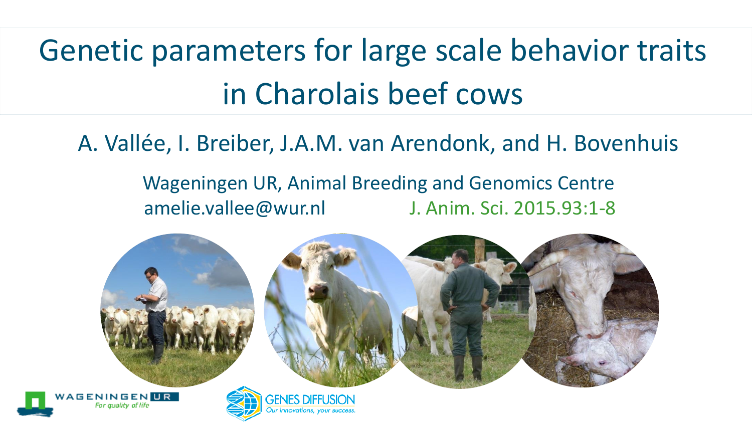# Genetic parameters for large scale behavior traits in Charolais beef cows

A. Vallée, I. Breiber, J.A.M. van Arendonk, and H. Bovenhuis

Wageningen UR, Animal Breeding and Genomics Centre

amelie.vallee@wur.nl

J. Anim. Sci. 2015.93:1-8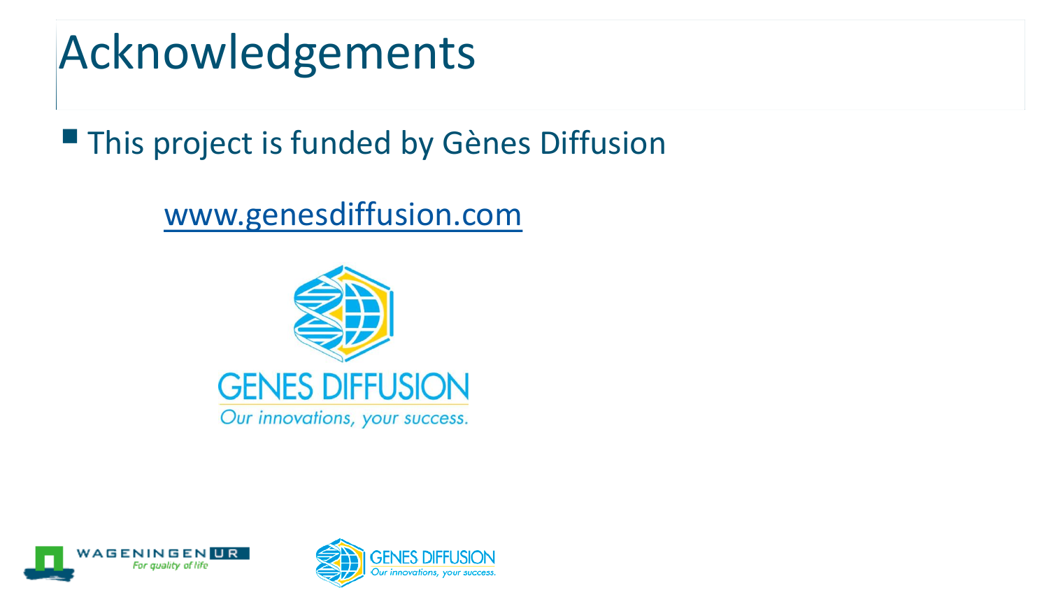# Acknowledgements

- This project is funded by Gènes Diffusion

  www.genesdiffusion.com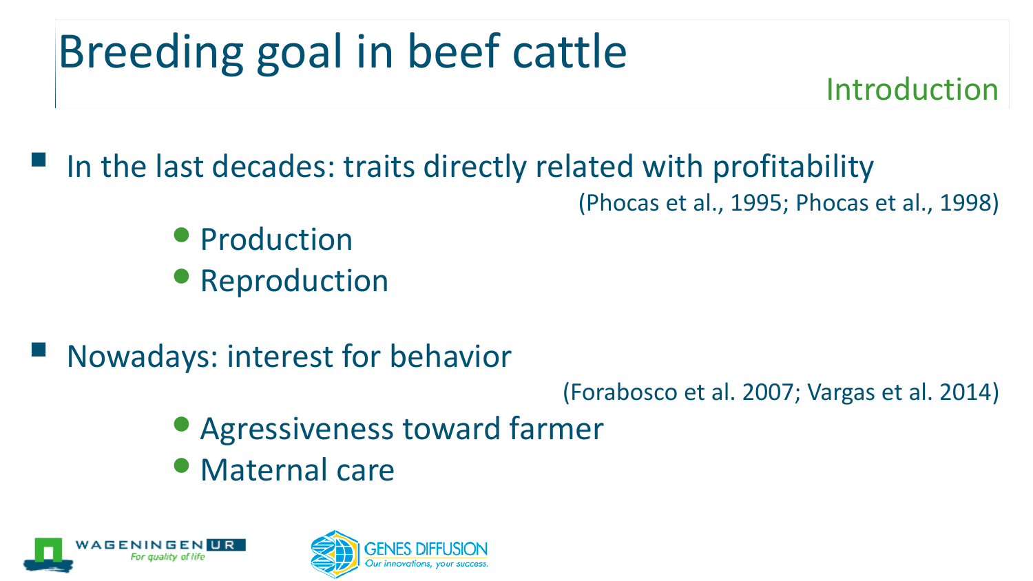# Breeding goal in beef cattle

Introduction

- In the last decades: traits directly related with profitability (Phocas et al., 1995; Phocas et al., 1998)
  - Production
  - Reproduction
- Nowadays: interest for behavior (Forabosco et al. 2007; Vargas et al. 2014)
  - Agressiveness toward farmer
  - Maternal care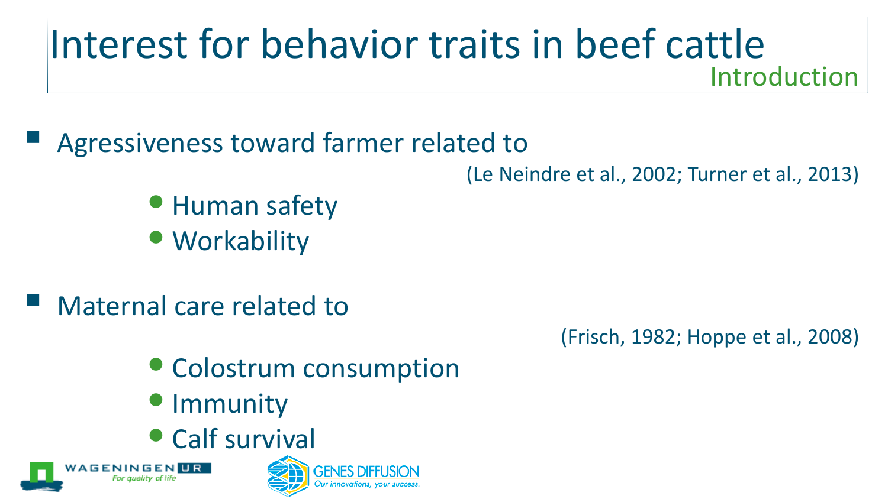# Interest for behavior traits in beef cattle

Introduction

- Agressiveness toward farmer related to

  (Le Neindre et al., 2002; Turner et al., 2013)

  - Human safety
  - Workability

- Maternal care related to

  (Frisch, 1982; Hoppe et al., 2008)

  - Colostrum consumption
  - Immunity
  - Calf survival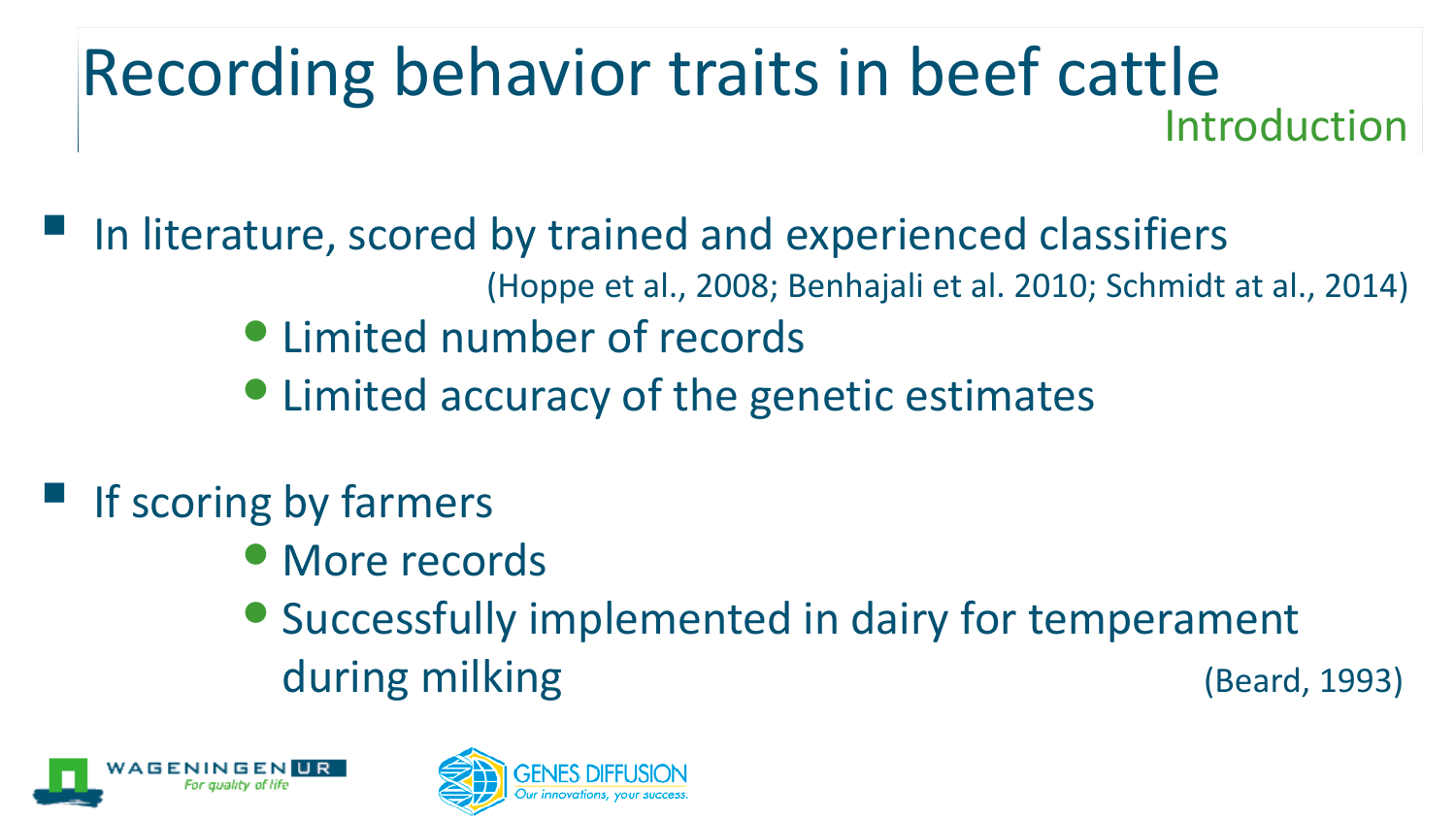# Recording behavior traits in beef cattle

## Introduction

- In literature, scored by trained and experienced classifiers (Hoppe et al., 2008; Benhajali et al. 2010; Schmidt at al., 2014)
  - Limited number of records
  - Limited accuracy of the genetic estimates

- If scoring by farmers
  - More records
  - Successfully implemented in dairy for temperament during milking (Beard, 1993)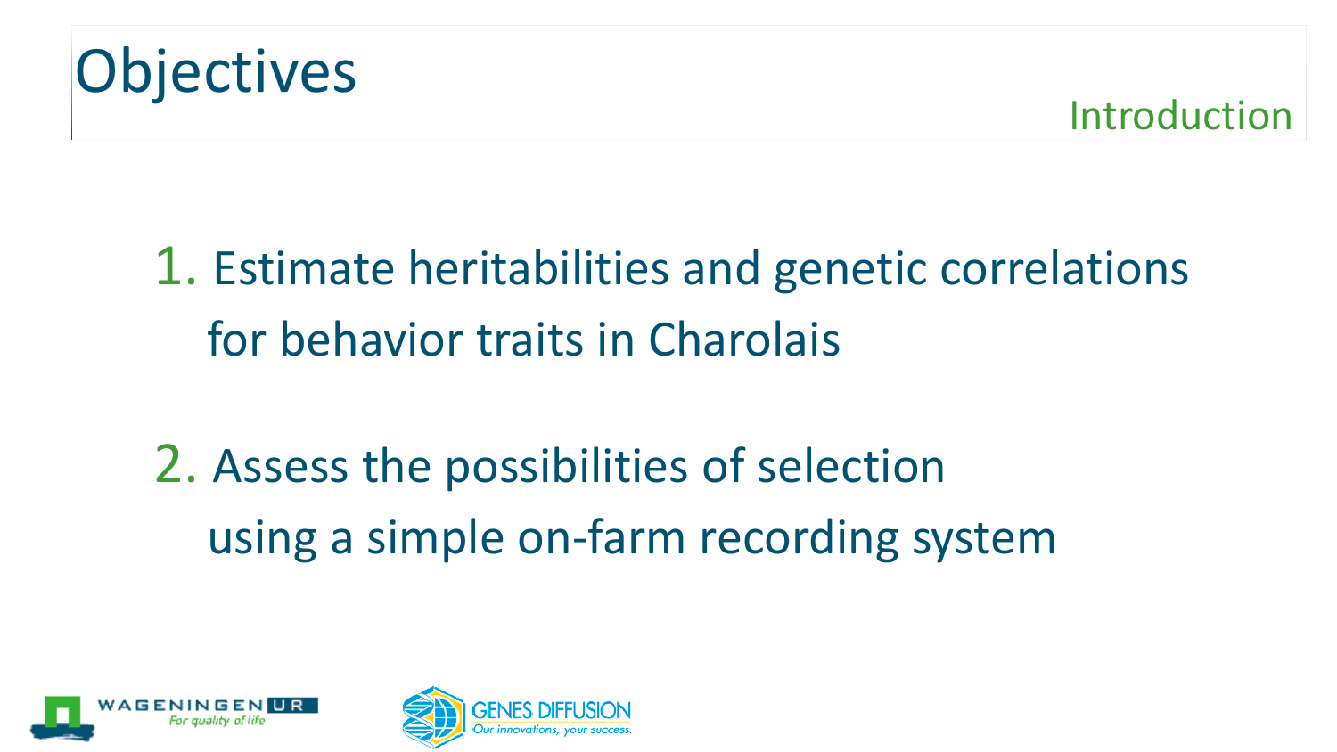# Objectives

Introduction

1. Estimate heritabilities and genetic correlations for behavior traits in Charolais

2. Assess the possibilities of selection using a simple on-farm recording system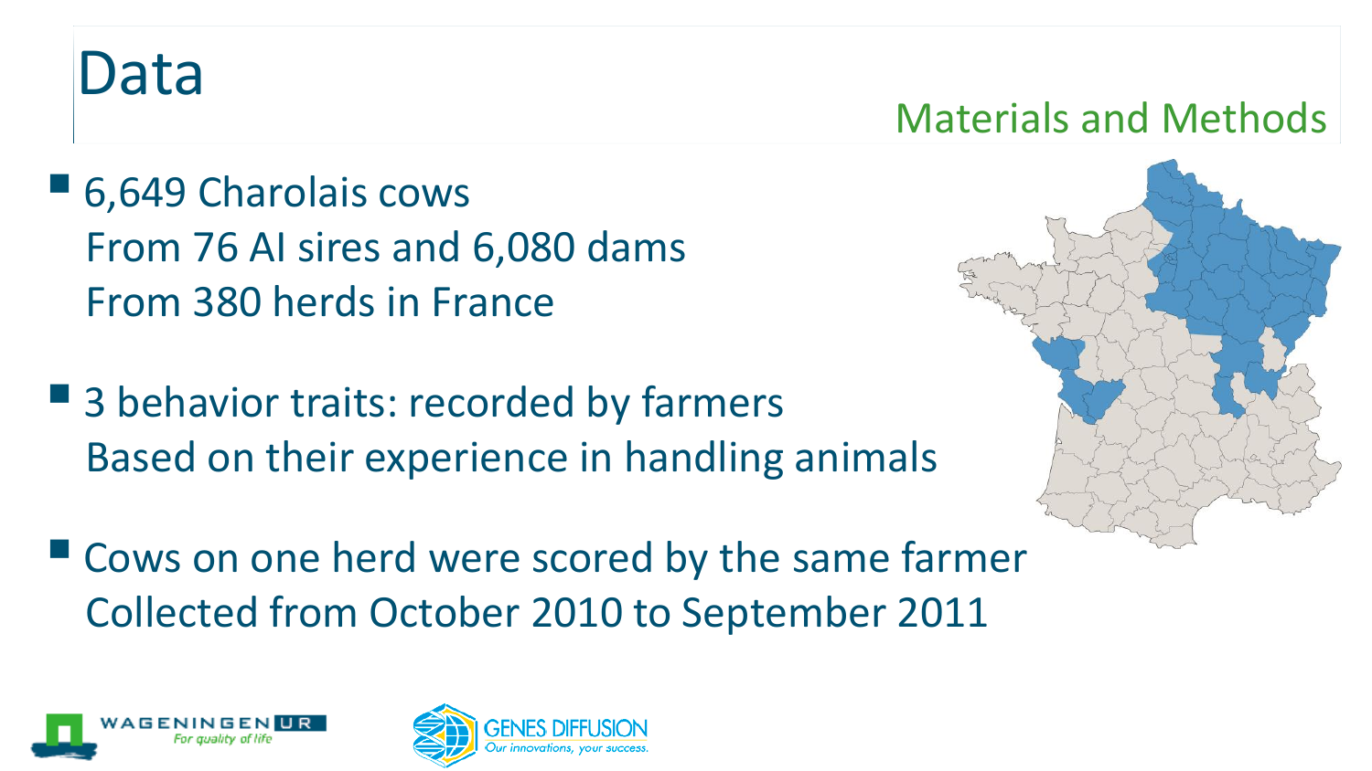# Data

## Materials and Methods

- 6,649 Charolais cows
  From 76 AI sires and 6,080 dams
  From 380 herds in France

- 3 behavior traits: recorded by farmers
  Based on their experience in handling animals

- Cows on one herd were scored by the same farmer
  Collected from October 2010 to September 2011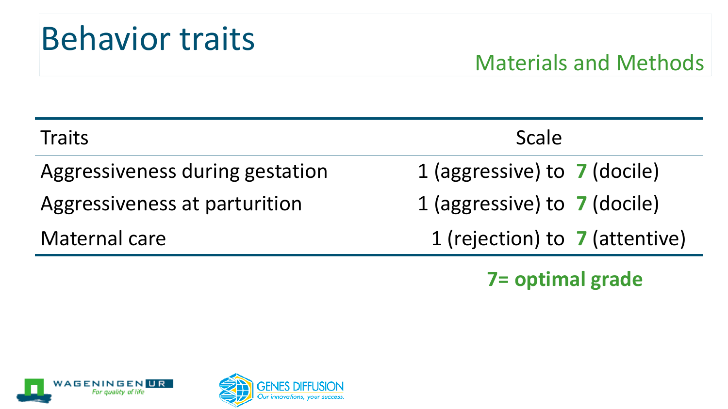# Behavior traits

## Materials and Methods

| Traits | Scale |
| --- | --- |
| Aggressiveness during gestation | 1 (aggressive) to **7** (docile) |
| Aggressiveness at parturition | 1 (aggressive) to **7** (docile) |
| Maternal care | 1 (rejection) to **7** (attentive) |

**7= optimal grade**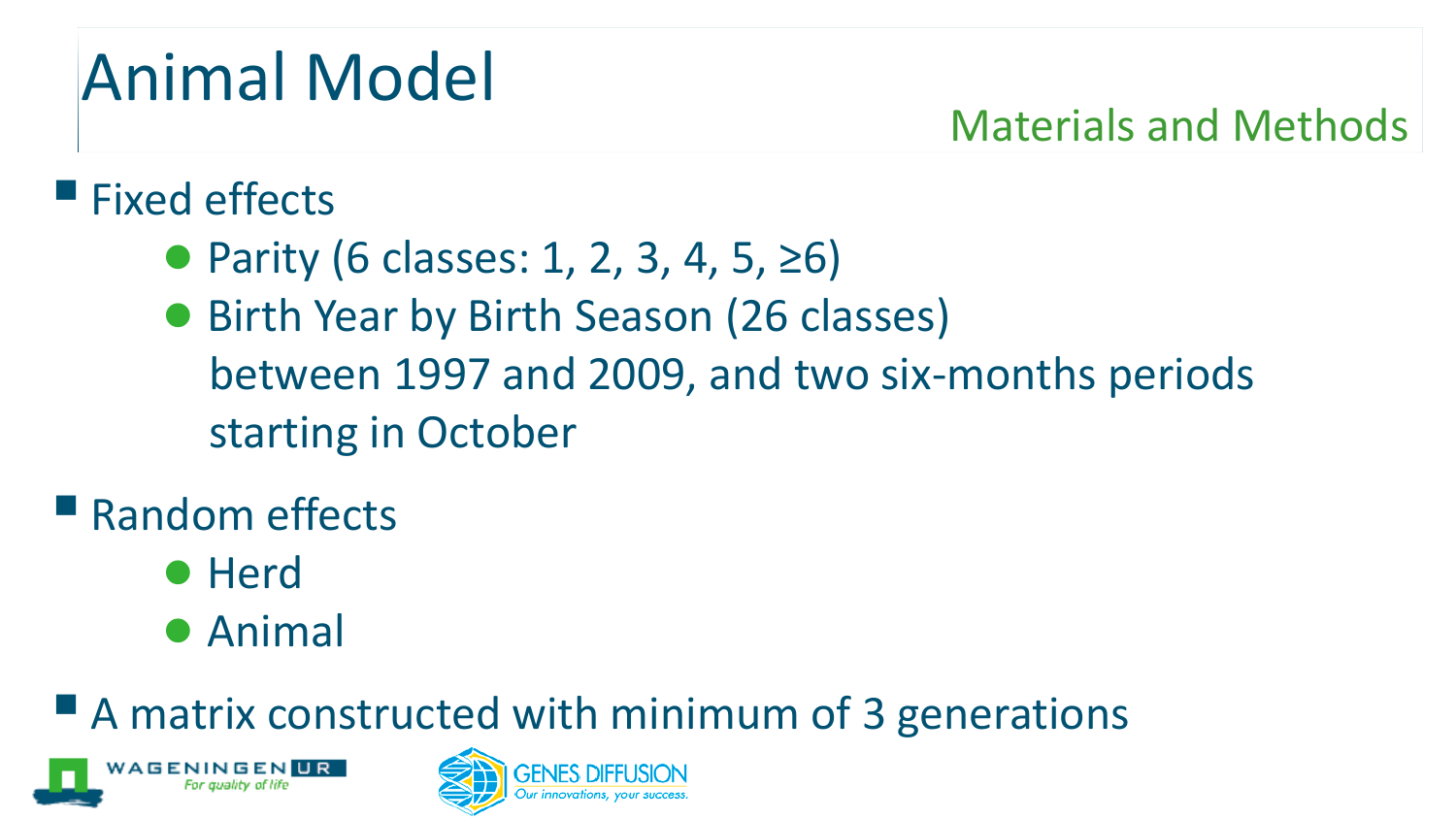# Animal Model

Materials and Methods

- Fixed effects
  - Parity (6 classes: 1, 2, 3, 4, 5, ≥6)
  - Birth Year by Birth Season (26 classes) between 1997 and 2009, and two six-months periods starting in October
- Random effects
  - Herd
  - Animal
- A matrix constructed with minimum of 3 generations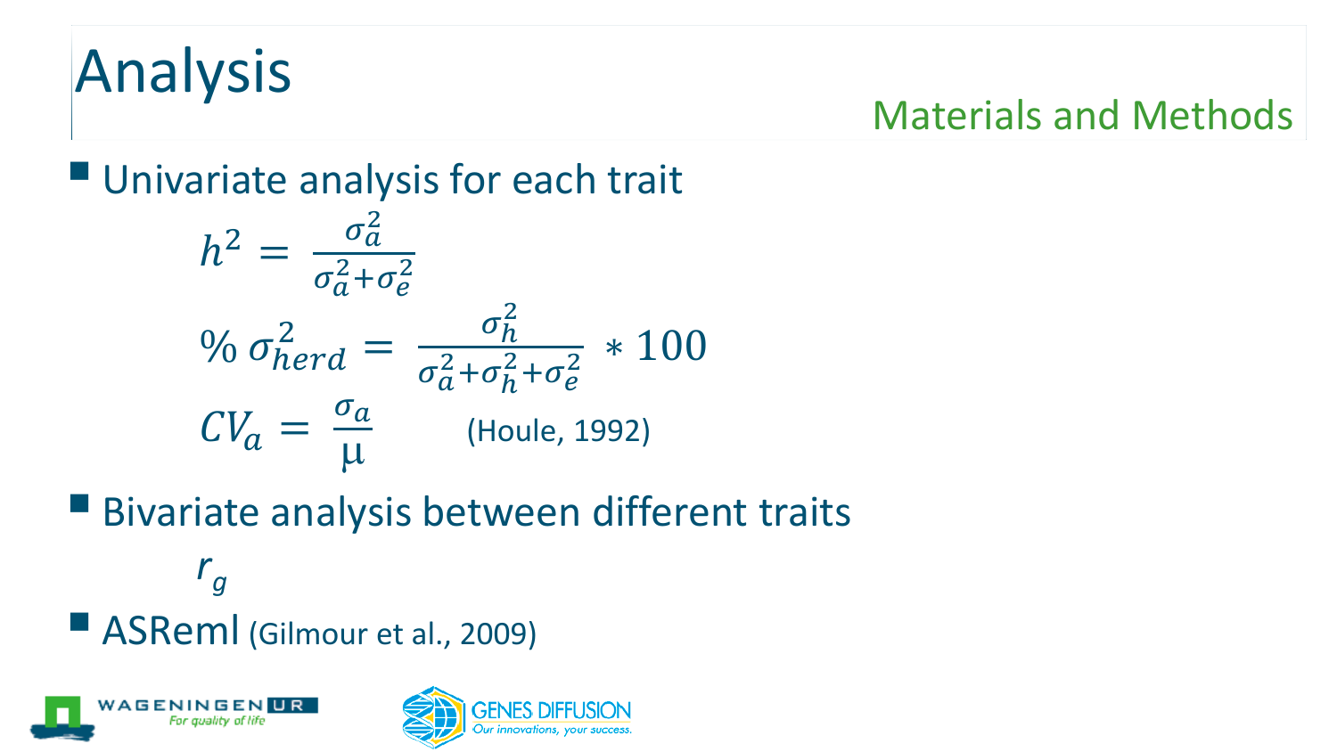# Analysis

Materials and Methods

- Univariate analysis for each trait

$$h^2 = \frac{\sigma_a^2}{\sigma_a^2 + \sigma_e^2}$$

$$\%\ \sigma_{herd}^2 = \frac{\sigma_h^2}{\sigma_a^2 + \sigma_h^2 + \sigma_e^2} * 100$$

$$CV_a = \frac{\sigma_a}{\mu}$$ (Houle, 1992)

- Bivariate analysis between different traits

$$r_g$$

- ASReml (Gilmour et al., 2009)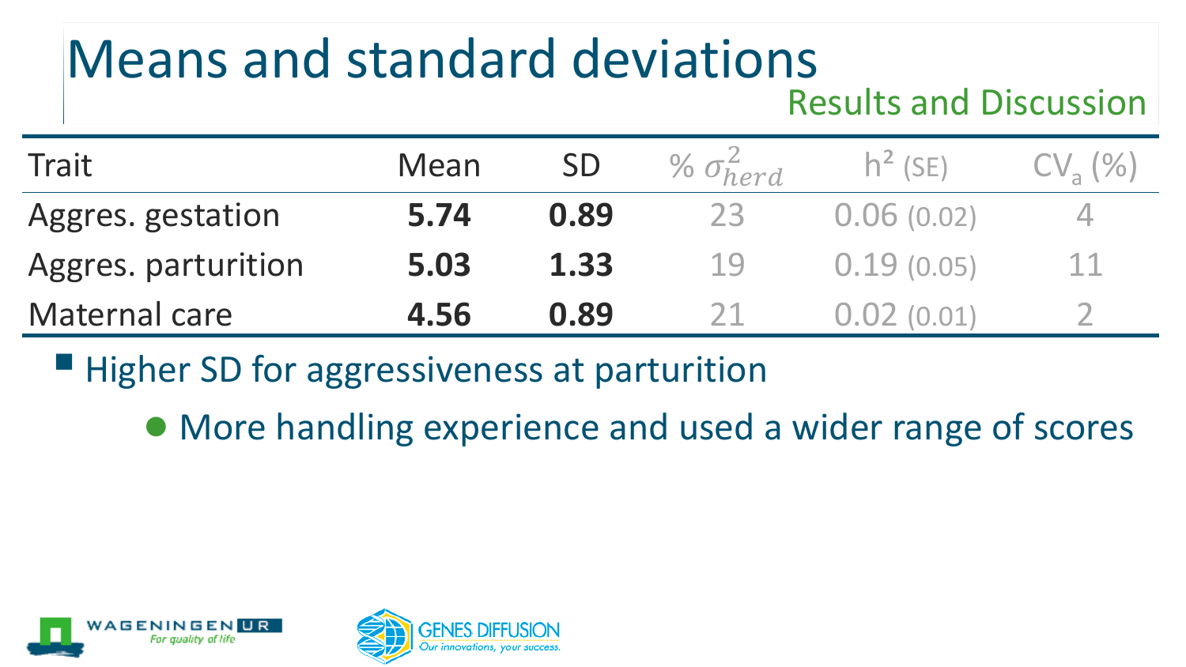# Means and standard deviations

## Results and Discussion

| Trait | Mean | SD | % $\sigma^2_{herd}$ | h² (SE) | $CV_a$ (%) |
|---|---|---|---|---|---|
| Aggres. gestation | **5.74** | **0.89** | 23 | 0.06 (0.02) | 4 |
| Aggres. parturition | **5.03** | **1.33** | 19 | 0.19 (0.05) | 11 |
| Maternal care | **4.56** | **0.89** | 21 | 0.02 (0.01) | 2 |

- Higher SD for aggressiveness at parturition
  - More handling experience and used a wider range of scores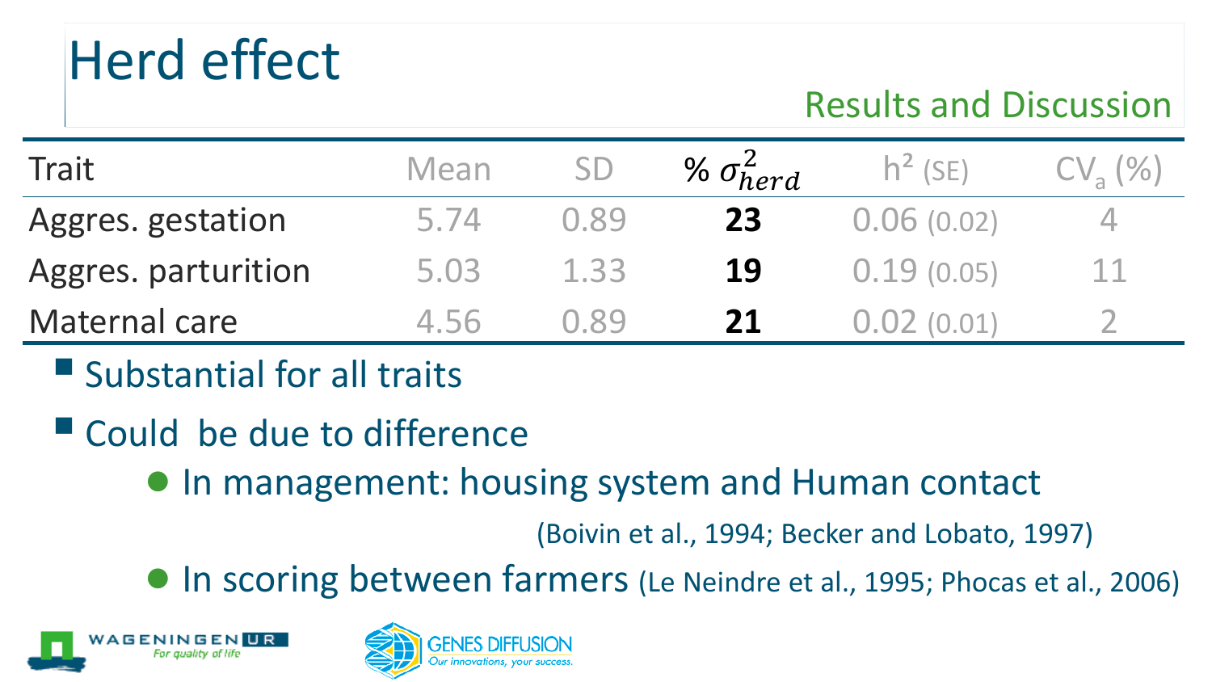# Herd effect

## Results and Discussion

| Trait | Mean | SD | % $\sigma^2_{herd}$ | h² (SE) | $CV_a$ (%) |
|---|---|---|---|---|---|
| Aggres. gestation | 5.74 | 0.89 | **23** | 0.06 (0.02) | 4 |
| Aggres. parturition | 5.03 | 1.33 | **19** | 0.19 (0.05) | 11 |
| Maternal care | 4.56 | 0.89 | **21** | 0.02 (0.01) | 2 |

- Substantial for all traits
- Could be due to difference
  - In management: housing system and Human contact (Boivin et al., 1994; Becker and Lobato, 1997)
  - In scoring between farmers (Le Neindre et al., 1995; Phocas et al., 2006)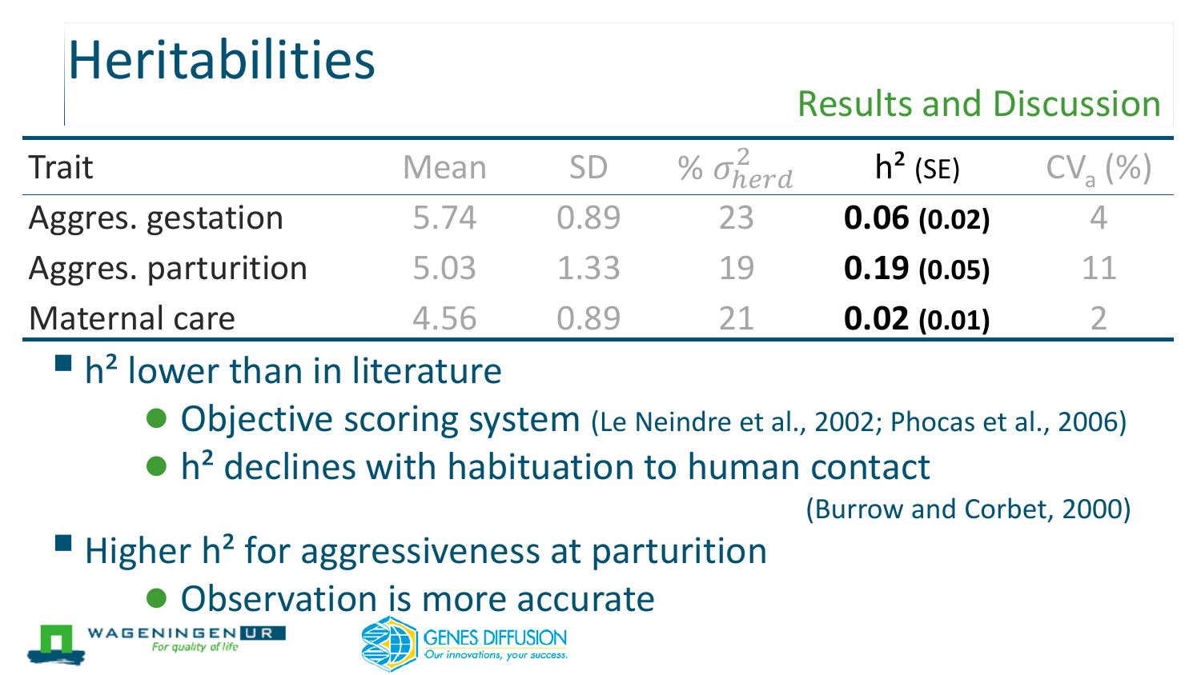# Heritabilities

Results and Discussion

| Trait | Mean | SD | % $\sigma_{herd}^2$ | $h^2$ (SE) | $CV_a$ (%) |
|---|---|---|---|---|---|
| Aggres. gestation | 5.74 | 0.89 | 23 | **0.06 (0.02)** | 4 |
| Aggres. parturition | 5.03 | 1.33 | 19 | **0.19 (0.05)** | 11 |
| Maternal care | 4.56 | 0.89 | 21 | **0.02 (0.01)** | 2 |

- $h^2$ lower than in literature
  - Objective scoring system (Le Neindre et al., 2002; Phocas et al., 2006)
  - $h^2$ declines with habituation to human contact (Burrow and Corbet, 2000)
- Higher $h^2$ for aggressiveness at parturition
  - Observation is more accurate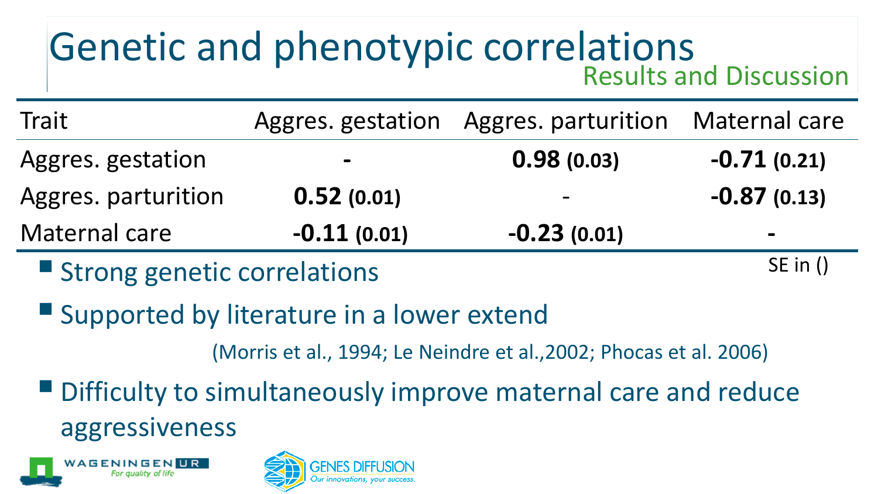# Genetic and phenotypic correlations

## Results and Discussion

| Trait | Aggres. gestation | Aggres. parturition | Maternal care |
|---|---|---|---|
| Aggres. gestation | - | **0.98** **(0.03)** | **-0.71** **(0.21)** |
| Aggres. parturition | **0.52** **(0.01)** | - | **-0.87** **(0.13)** |
| Maternal care | **-0.11** **(0.01)** | **-0.23** **(0.01)** | - |

SE in ()

- Strong genetic correlations
- Supported by literature in a lower extend

  (Morris et al., 1994; Le Neindre et al.,2002; Phocas et al. 2006)
- Difficulty to simultaneously improve maternal care and reduce aggressiveness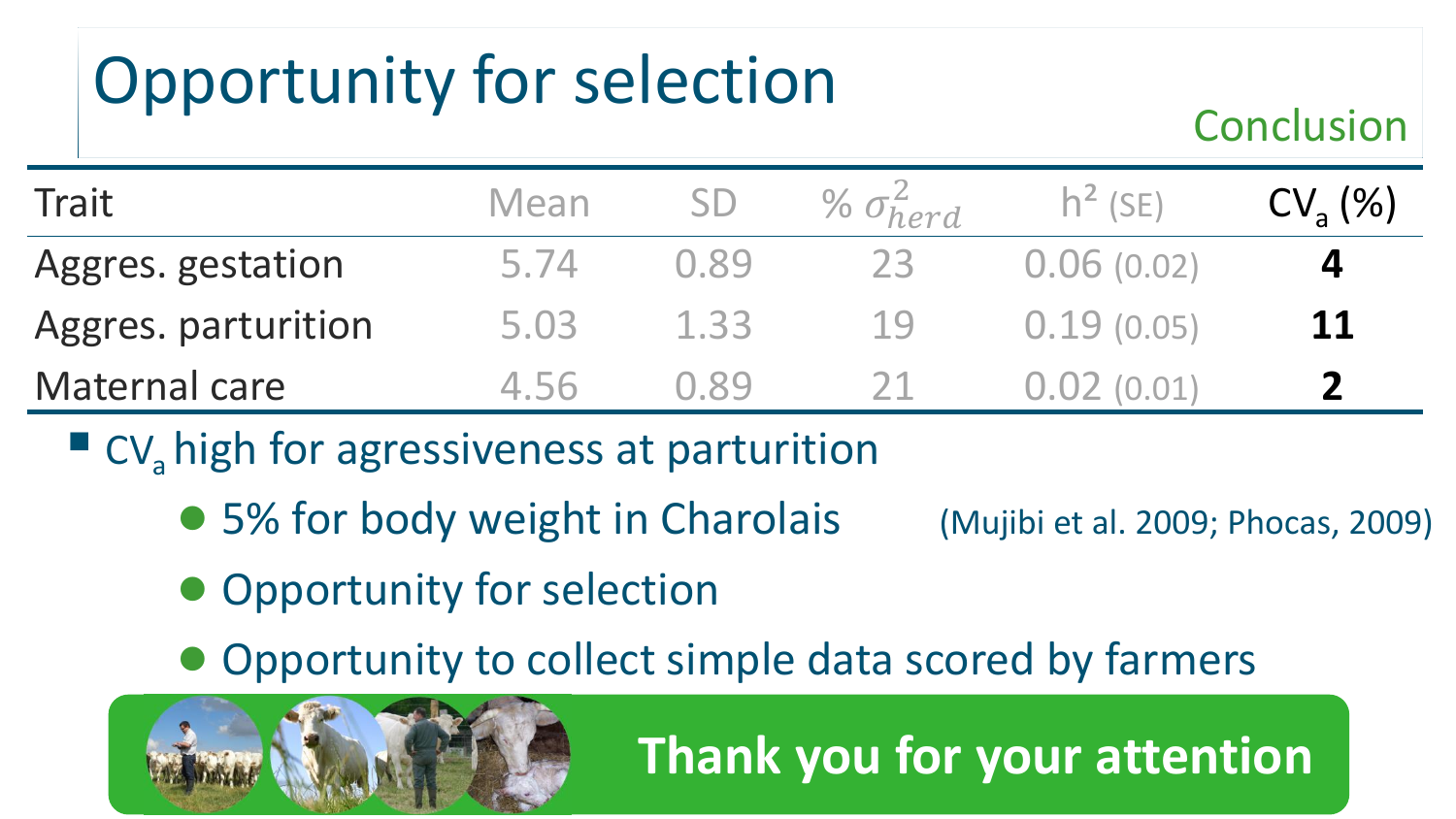# Opportunity for selection

Conclusion

| Trait | Mean | SD | % $\sigma^2_{herd}$ | h² (SE) | $CV_a$ (%) |
|---|---|---|---|---|---|
| Aggres. gestation | 5.74 | 0.89 | 23 | 0.06 (0.02) | **4** |
| Aggres. parturition | 5.03 | 1.33 | 19 | 0.19 (0.05) | **11** |
| Maternal care | 4.56 | 0.89 | 21 | 0.02 (0.01) | **2** |

- $CV_a$ high for agressiveness at parturition
  - 5% for body weight in Charolais (Mujibi et al. 2009; Phocas, 2009)
  - Opportunity for selection
  - Opportunity to collect simple data scored by farmers

**Thank you for your attention**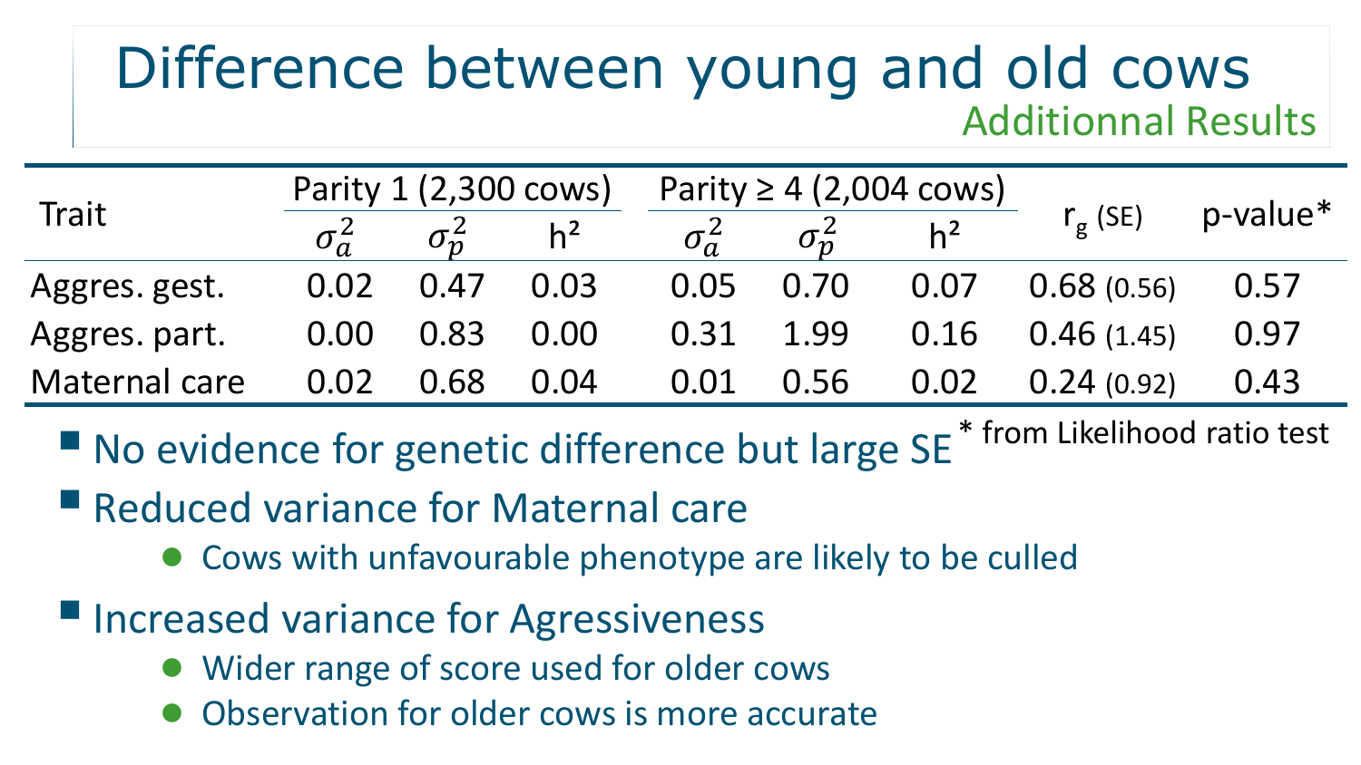# Difference between young and old cows

## Additionnal Results

| Trait | Parity 1 (2,300 cows) | | | Parity ≥ 4 (2,004 cows) | | | $r_g$ (SE) | p-value* |
|---|---|---|---|---|---|---|---|---|
| | $\sigma_a^2$ | $\sigma_p^2$ | h² | $\sigma_a^2$ | $\sigma_p^2$ | h² | | |
| Aggres. gest. | 0.02 | 0.47 | 0.03 | 0.05 | 0.70 | 0.07 | 0.68 (0.56) | 0.57 |
| Aggres. part. | 0.00 | 0.83 | 0.00 | 0.31 | 1.99 | 0.16 | 0.46 (1.45) | 0.97 |
| Maternal care | 0.02 | 0.68 | 0.04 | 0.01 | 0.56 | 0.02 | 0.24 (0.92) | 0.43 |

\* from Likelihood ratio test

- No evidence for genetic difference but large SE
- Reduced variance for Maternal care
  - Cows with unfavourable phenotype are likely to be culled
- Increased variance for Agressiveness
  - Wider range of score used for older cows
  - Observation for older cows is more accurate